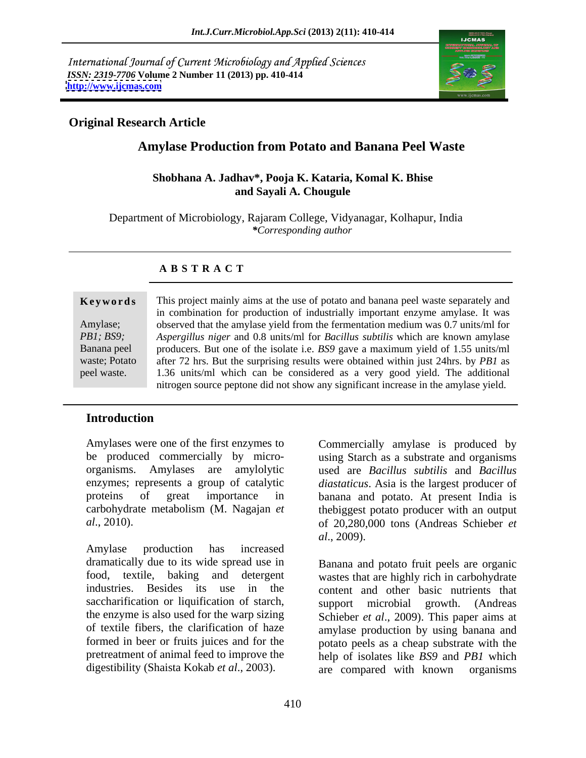International Journal of Current Microbiology and Applied Sciences
*ISSN: 2319-7706* **Volume 2 Number 11 (2013) pp. 410-414**
**http://www.ijcmas.com**

**Original Research Article**

# Amylase Production from Potato and Banana Peel Waste

**Shobhana A. Jadhav\*, Pooja K. Kataria, Komal K. Bhise and Sayali A. Chougule**

Department of Microbiology, Rajaram College, Vidyanagar, Kolhapur, India
*\*Corresponding author*

## A B S T R A C T

**Keywords**

Amylase; *PB1; BS9;* Banana peel waste; Potato peel waste.

This project mainly aims at the use of potato and banana peel waste separately and in combination for production of industrially important enzyme amylase. It was observed that the amylase yield from the fermentation medium was 0.7 units/ml for *Aspergillus niger* and 0.8 units/ml for *Bacillus subtilis* which are known amylase producers. But one of the isolate i.e. *BS9* gave a maximum yield of 1.55 units/ml after 72 hrs. But the surprising results were obtained within just 24hrs. by *PB1* as 1.36 units/ml which can be considered as a very good yield. The additional nitrogen source peptone did not show any significant increase in the amylase yield.

## Introduction

Amylases were one of the first enzymes to be produced commercially by micro-organisms. Amylases are amylolytic enzymes; represents a group of catalytic proteins of great importance in carbohydrate metabolism (M. Nagajan *et al*., 2010).

Amylase production has increased dramatically due to its wide spread use in food, textile, baking and detergent industries. Besides its use in the saccharification or liquification of starch, the enzyme is also used for the warp sizing of textile fibers, the clarification of haze formed in beer or fruits juices and for the pretreatment of animal feed to improve the digestibility (Shaista Kokab *et al*., 2003).

Commercially amylase is produced by using Starch as a substrate and organisms used are *Bacillus subtilis* and *Bacillus diastaticus*. Asia is the largest producer of banana and potato. At present India is thebiggest potato producer with an output of 20,280,000 tons (Andreas Schieber *et al*., 2009).

Banana and potato fruit peels are organic wastes that are highly rich in carbohydrate content and other basic nutrients that support microbial growth. (Andreas Schieber *et al*., 2009). This paper aims at amylase production by using banana and potato peels as a cheap substrate with the help of isolates like *BS9* and *PB1* which are compared with known organisms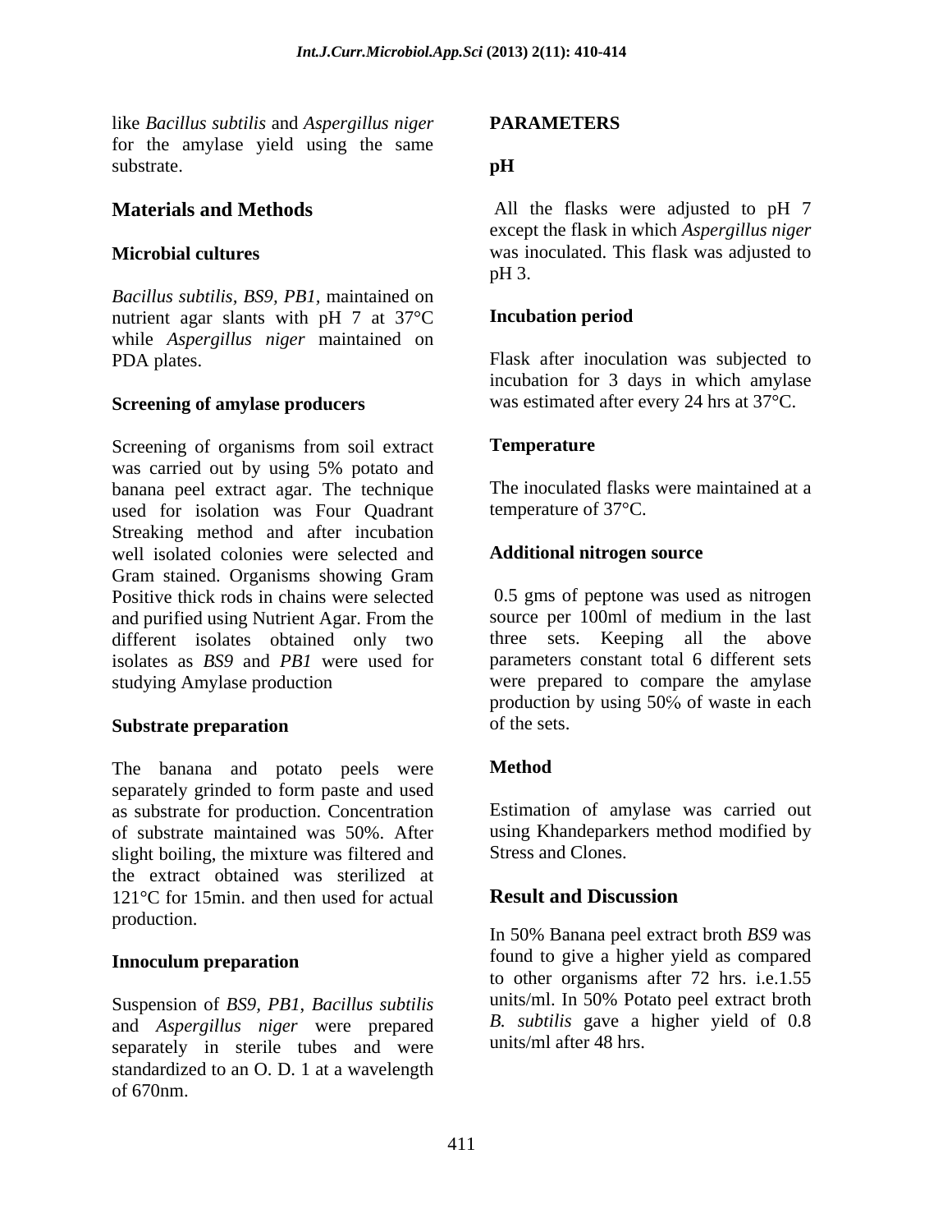like *Bacillus subtilis* and *Aspergillus niger* for the amylase yield using the same substrate.

## Materials and Methods

### Microbial cultures

*Bacillus subtilis, BS9, PB1,* maintained on nutrient agar slants with pH 7 at 37°C while *Aspergillus niger* maintained on PDA plates.

### Screening of amylase producers

Screening of organisms from soil extract was carried out by using 5% potato and banana peel extract agar. The technique used for isolation was Four Quadrant Streaking method and after incubation well isolated colonies were selected and Gram stained. Organisms showing Gram Positive thick rods in chains were selected and purified using Nutrient Agar. From the different isolates obtained only two isolates as *BS9* and *PB1* were used for studying Amylase production

### Substrate preparation

The banana and potato peels were separately grinded to form paste and used as substrate for production. Concentration of substrate maintained was 50%. After slight boiling, the mixture was filtered and the extract obtained was sterilized at 121°C for 15min. and then used for actual production.

### Innoculum preparation

Suspension of *BS9, PB1, Bacillus subtilis* and *Aspergillus niger* were prepared separately in sterile tubes and were standardized to an O. D. 1 at a wavelength of 670nm.

### PARAMETERS

#### pH

All the flasks were adjusted to pH 7 except the flask in which *Aspergillus niger* was inoculated. This flask was adjusted to pH 3.

#### Incubation period

Flask after inoculation was subjected to incubation for 3 days in which amylase was estimated after every 24 hrs at 37°C.

#### Temperature

The inoculated flasks were maintained at a temperature of 37°C.

#### Additional nitrogen source

0.5 gms of peptone was used as nitrogen source per 100ml of medium in the last three sets. Keeping all the above parameters constant total 6 different sets were prepared to compare the amylase production by using 50% of waste in each of the sets.

#### Method

Estimation of amylase was carried out using Khandeparkers method modified by Stress and Clones.

## Result and Discussion

In 50% Banana peel extract broth *BS9* was found to give a higher yield as compared to other organisms after 72 hrs. i.e.1.55 units/ml. In 50% Potato peel extract broth *B. subtilis* gave a higher yield of 0.8 units/ml after 48 hrs.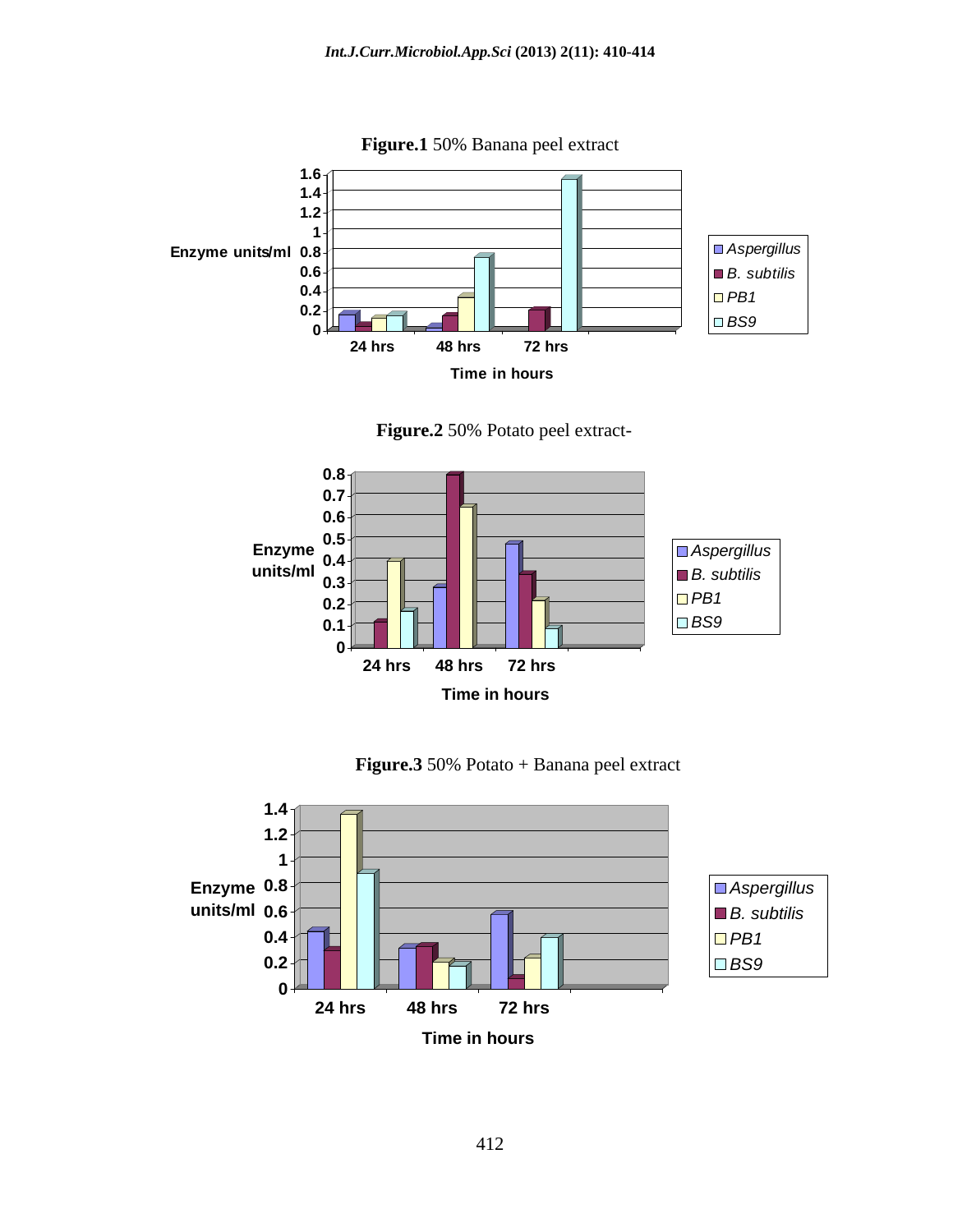**Figure.1** 50% Banana peel extract

**Figure.2** 50% Potato peel extract-

**Figure.3** 50% Potato + Banana peel extract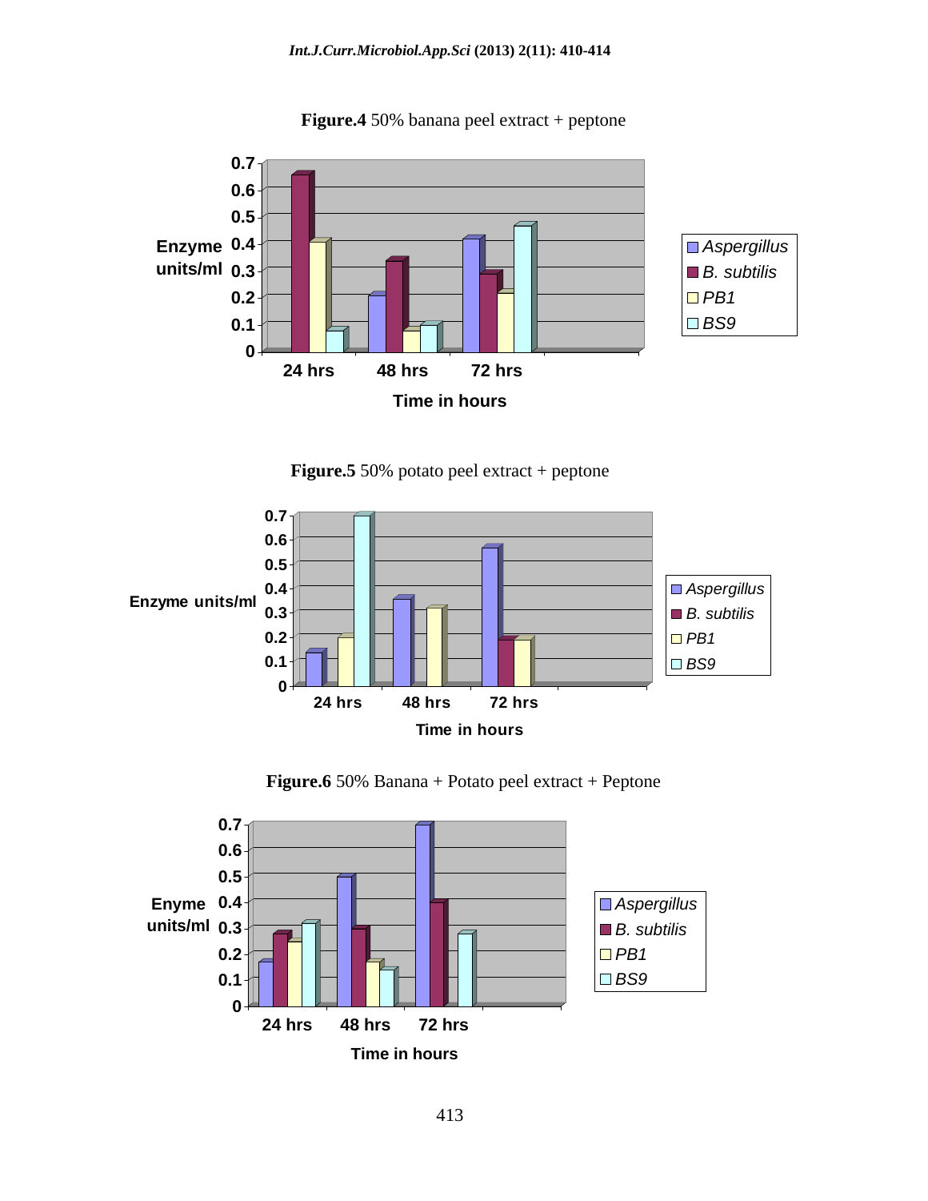**Figure.4** 50% banana peel extract + peptone

**Figure.5** 50% potato peel extract + peptone

**Figure.6** 50% Banana + Potato peel extract + Peptone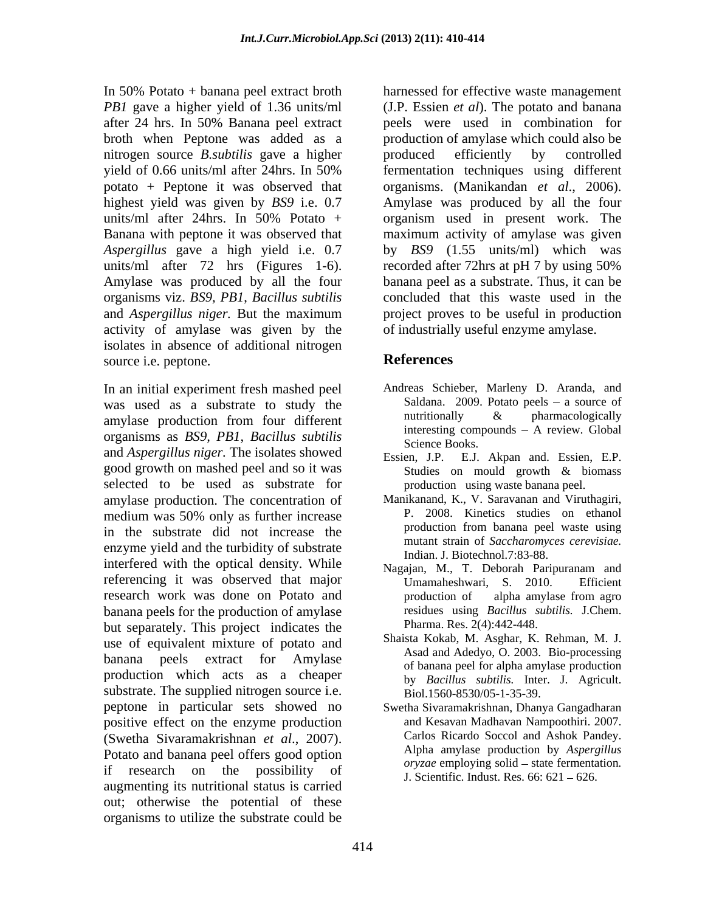In 50% Potato + banana peel extract broth *PB1* gave a higher yield of 1.36 units/ml after 24 hrs. In 50% Banana peel extract broth when Peptone was added as a nitrogen source *B.subtilis* gave a higher yield of 0.66 units/ml after 24hrs. In 50% potato + Peptone it was observed that highest yield was given by *BS9* i.e. 0.7 units/ml after 24hrs. In 50% Potato + Banana with peptone it was observed that *Aspergillus* gave a high yield i.e. 0.7 units/ml after 72 hrs (Figures 1-6). Amylase was produced by all the four organisms viz. *BS9, PB1, Bacillus subtilis* and *Aspergillus niger.* But the maximum activity of amylase was given by the isolates in absence of additional nitrogen source i.e. peptone.

In an initial experiment fresh mashed peel was used as a substrate to study the amylase production from four different organisms as *BS9, PB1, Bacillus subtilis* and *Aspergillus niger.* The isolates showed good growth on mashed peel and so it was selected to be used as substrate for amylase production. The concentration of medium was 50% only as further increase in the substrate did not increase the enzyme yield and the turbidity of substrate interfered with the optical density. While referencing it was observed that major research work was done on Potato and banana peels for the production of amylase but separately. This project indicates the use of equivalent mixture of potato and banana peels extract for Amylase production which acts as a cheaper substrate. The supplied nitrogen source i.e. peptone in particular sets showed no positive effect on the enzyme production (Swetha Sivaramakrishnan *et al*., 2007). Potato and banana peel offers good option if research on the possibility of augmenting its nutritional status is carried out; otherwise the potential of these organisms to utilize the substrate could be harnessed for effective waste management (J.P. Essien *et al*). The potato and banana peels were used in combination for production of amylase which could also be produced efficiently by controlled fermentation techniques using different organisms. (Manikandan *et al*., 2006). Amylase was produced by all the four organism used in present work. The maximum activity of amylase was given by *BS9* (1.55 units/ml) which was recorded after 72hrs at pH 7 by using 50% banana peel as a substrate. Thus, it can be concluded that this waste used in the project proves to be useful in production of industrially useful enzyme amylase.

## References

Andreas Schieber, Marleny D. Aranda, and Saldana. 2009. Potato peels – a source of nutritionally & pharmacologically interesting compounds – A review. Global Science Books.

Essien, J.P. E.J. Akpan and. Essien, E.P. Studies on mould growth & biomass production using waste banana peel.

Manikanand, K., V. Saravanan and Viruthagiri, P. 2008. Kinetics studies on ethanol production from banana peel waste using mutant strain of *Saccharomyces cerevisiae.* Indian. J. Biotechnol.7:83-88.

Nagajan, M., T. Deborah Paripuranam and Umamaheshwari, S. 2010. Efficient production of alpha amylase from agro residues using *Bacillus subtilis.* J.Chem. Pharma. Res. 2(4):442-448.

Shaista Kokab, M. Asghar, K. Rehman, M. J. Asad and Adedyo, O. 2003. Bio-processing of banana peel for alpha amylase production by *Bacillus subtilis.* Inter. J. Agricult. Biol.1560-8530/05-1-35-39.

Swetha Sivaramakrishnan, Dhanya Gangadharan and Kesavan Madhavan Nampoothiri. 2007. Carlos Ricardo Soccol and Ashok Pandey. Alpha amylase production by *Aspergillus oryzae* employing solid – state fermentation. J. Scientific. Indust. Res. 66: 621 – 626.